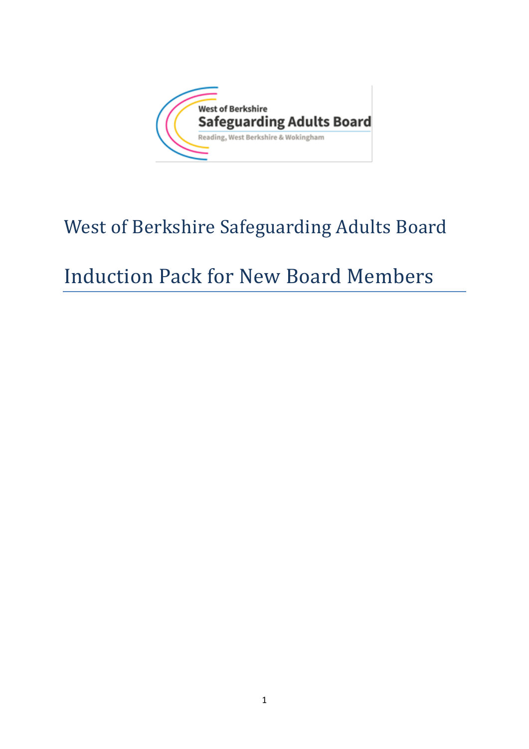# West of Berkshire Safeguarding Adults Board

# Induction Pack for New Board Members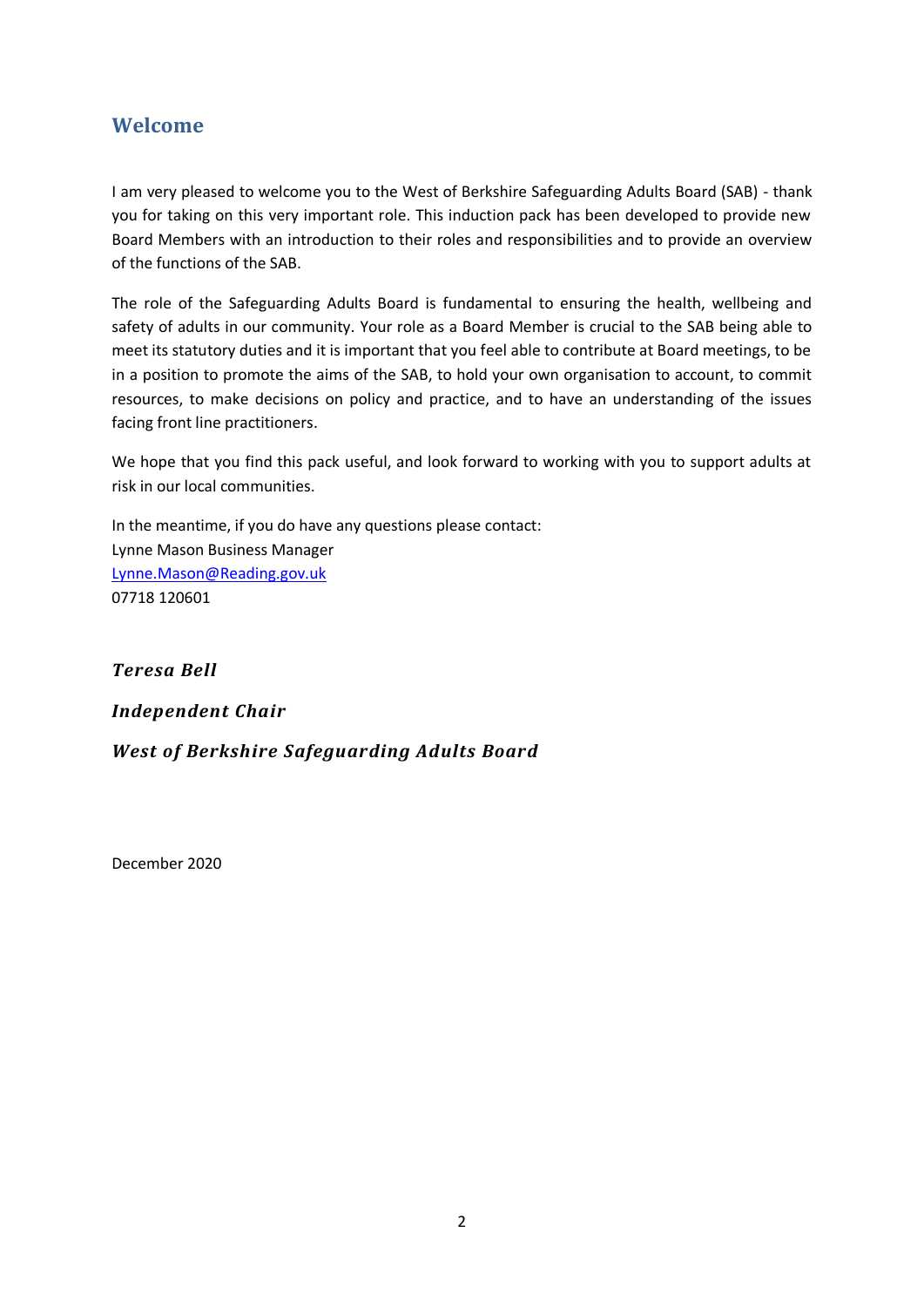## Welcome

I am very pleased to welcome you to the West of Berkshire Safeguarding Adults Board (SAB) - thank you for taking on this very important role. This induction pack has been developed to provide new Board Members with an introduction to their roles and responsibilities and to provide an overview of the functions of the SAB.

The role of the Safeguarding Adults Board is fundamental to ensuring the health, wellbeing and safety of adults in our community. Your role as a Board Member is crucial to the SAB being able to meet its statutory duties and it is important that you feel able to contribute at Board meetings, to be in a position to promote the aims of the SAB, to hold your own organisation to account, to commit resources, to make decisions on policy and practice, and to have an understanding of the issues facing front line practitioners.

We hope that you find this pack useful, and look forward to working with you to support adults at risk in our local communities.

In the meantime, if you do have any questions please contact:
Lynne Mason Business Manager
[Lynne.Mason@Reading.gov.uk](mailto:Lynne.Mason@Reading.gov.uk)
07718 120601

***Teresa Bell***

***Independent Chair***

***West of Berkshire Safeguarding Adults Board***

December 2020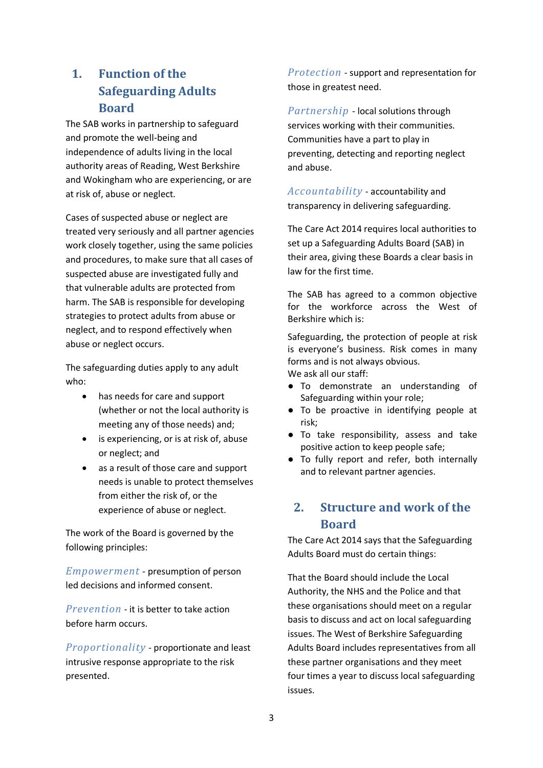## 1. Function of the Safeguarding Adults Board

The SAB works in partnership to safeguard and promote the well-being and independence of adults living in the local authority areas of Reading, West Berkshire and Wokingham who are experiencing, or are at risk of, abuse or neglect.

Cases of suspected abuse or neglect are treated very seriously and all partner agencies work closely together, using the same policies and procedures, to make sure that all cases of suspected abuse are investigated fully and that vulnerable adults are protected from harm. The SAB is responsible for developing strategies to protect adults from abuse or neglect, and to respond effectively when abuse or neglect occurs.

The safeguarding duties apply to any adult who:

- has needs for care and support (whether or not the local authority is meeting any of those needs) and;
- is experiencing, or is at risk of, abuse or neglect; and
- as a result of those care and support needs is unable to protect themselves from either the risk of, or the experience of abuse or neglect.

The work of the Board is governed by the following principles:

*Empowerment* - presumption of person led decisions and informed consent.

*Prevention* - it is better to take action before harm occurs.

*Proportionality* - proportionate and least intrusive response appropriate to the risk presented.

*Protection* - support and representation for those in greatest need.

*Partnership* - local solutions through services working with their communities. Communities have a part to play in preventing, detecting and reporting neglect and abuse.

*Accountability* - accountability and transparency in delivering safeguarding.

The Care Act 2014 requires local authorities to set up a Safeguarding Adults Board (SAB) in their area, giving these Boards a clear basis in law for the first time.

The SAB has agreed to a common objective for the workforce across the West of Berkshire which is:

Safeguarding, the protection of people at risk is everyone's business. Risk comes in many forms and is not always obvious.
We ask all our staff:

- To demonstrate an understanding of Safeguarding within your role;
- To be proactive in identifying people at risk;
- To take responsibility, assess and take positive action to keep people safe;
- To fully report and refer, both internally and to relevant partner agencies.

## 2. Structure and work of the Board

The Care Act 2014 says that the Safeguarding Adults Board must do certain things:

That the Board should include the Local Authority, the NHS and the Police and that these organisations should meet on a regular basis to discuss and act on local safeguarding issues. The West of Berkshire Safeguarding Adults Board includes representatives from all these partner organisations and they meet four times a year to discuss local safeguarding issues.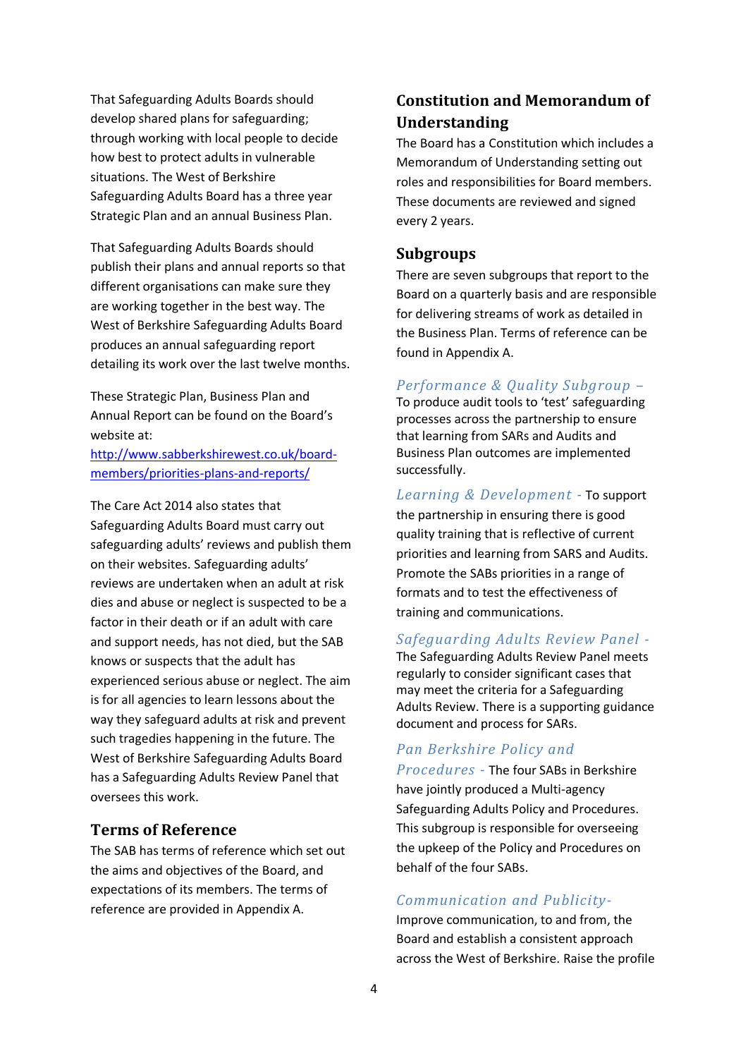That Safeguarding Adults Boards should develop shared plans for safeguarding; through working with local people to decide how best to protect adults in vulnerable situations. The West of Berkshire Safeguarding Adults Board has a three year Strategic Plan and an annual Business Plan.

That Safeguarding Adults Boards should publish their plans and annual reports so that different organisations can make sure they are working together in the best way. The West of Berkshire Safeguarding Adults Board produces an annual safeguarding report detailing its work over the last twelve months.

These Strategic Plan, Business Plan and Annual Report can be found on the Board's website at: [http://www.sabberkshirewest.co.uk/board-members/priorities-plans-and-reports/](http://www.sabberkshirewest.co.uk/board-members/priorities-plans-and-reports/)

The Care Act 2014 also states that Safeguarding Adults Board must carry out safeguarding adults' reviews and publish them on their websites. Safeguarding adults' reviews are undertaken when an adult at risk dies and abuse or neglect is suspected to be a factor in their death or if an adult with care and support needs, has not died, but the SAB knows or suspects that the adult has experienced serious abuse or neglect. The aim is for all agencies to learn lessons about the way they safeguard adults at risk and prevent such tragedies happening in the future. The West of Berkshire Safeguarding Adults Board has a Safeguarding Adults Review Panel that oversees this work.

## Terms of Reference

The SAB has terms of reference which set out the aims and objectives of the Board, and expectations of its members. The terms of reference are provided in Appendix A.

## Constitution and Memorandum of Understanding

The Board has a Constitution which includes a Memorandum of Understanding setting out roles and responsibilities for Board members. These documents are reviewed and signed every 2 years.

## Subgroups

There are seven subgroups that report to the Board on a quarterly basis and are responsible for delivering streams of work as detailed in the Business Plan. Terms of reference can be found in Appendix A.

*Performance & Quality Subgroup –* To produce audit tools to 'test' safeguarding processes across the partnership to ensure that learning from SARs and Audits and Business Plan outcomes are implemented successfully.

*Learning & Development -* To support the partnership in ensuring there is good quality training that is reflective of current priorities and learning from SARS and Audits. Promote the SABs priorities in a range of formats and to test the effectiveness of training and communications.

*Safeguarding Adults Review Panel -* The Safeguarding Adults Review Panel meets regularly to consider significant cases that may meet the criteria for a Safeguarding Adults Review. There is a supporting guidance document and process for SARs.

*Pan Berkshire Policy and Procedures -* The four SABs in Berkshire have jointly produced a Multi-agency Safeguarding Adults Policy and Procedures. This subgroup is responsible for overseeing the upkeep of the Policy and Procedures on behalf of the four SABs.

*Communication and Publicity-* Improve communication, to and from, the Board and establish a consistent approach across the West of Berkshire. Raise the profile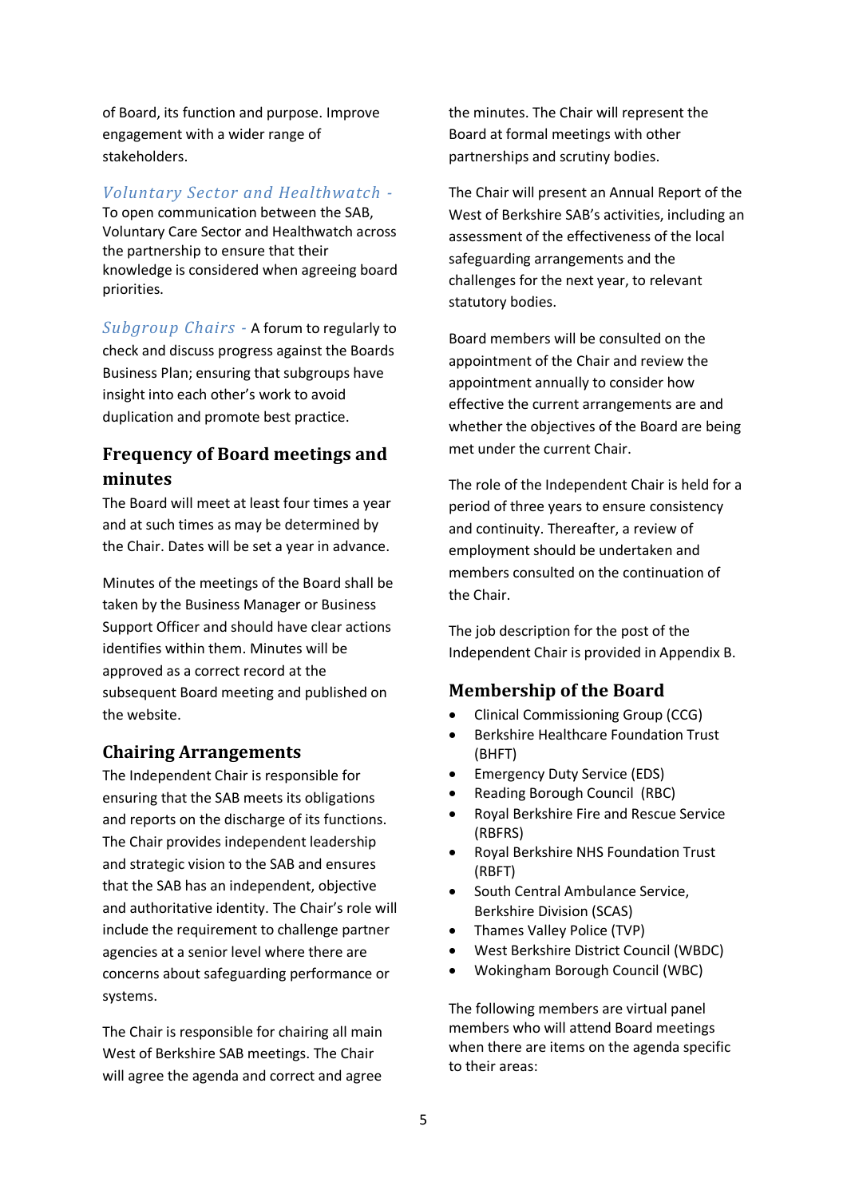of Board, its function and purpose. Improve engagement with a wider range of stakeholders.

*Voluntary Sector and Healthwatch* - To open communication between the SAB, Voluntary Care Sector and Healthwatch across the partnership to ensure that their knowledge is considered when agreeing board priorities.

*Subgroup Chairs* - A forum to regularly to check and discuss progress against the Boards Business Plan; ensuring that subgroups have insight into each other's work to avoid duplication and promote best practice.

## Frequency of Board meetings and minutes

The Board will meet at least four times a year and at such times as may be determined by the Chair. Dates will be set a year in advance.

Minutes of the meetings of the Board shall be taken by the Business Manager or Business Support Officer and should have clear actions identifies within them. Minutes will be approved as a correct record at the subsequent Board meeting and published on the website.

## Chairing Arrangements

The Independent Chair is responsible for ensuring that the SAB meets its obligations and reports on the discharge of its functions. The Chair provides independent leadership and strategic vision to the SAB and ensures that the SAB has an independent, objective and authoritative identity. The Chair's role will include the requirement to challenge partner agencies at a senior level where there are concerns about safeguarding performance or systems.

The Chair is responsible for chairing all main West of Berkshire SAB meetings. The Chair will agree the agenda and correct and agree the minutes. The Chair will represent the Board at formal meetings with other partnerships and scrutiny bodies.

The Chair will present an Annual Report of the West of Berkshire SAB's activities, including an assessment of the effectiveness of the local safeguarding arrangements and the challenges for the next year, to relevant statutory bodies.

Board members will be consulted on the appointment of the Chair and review the appointment annually to consider how effective the current arrangements are and whether the objectives of the Board are being met under the current Chair.

The role of the Independent Chair is held for a period of three years to ensure consistency and continuity. Thereafter, a review of employment should be undertaken and members consulted on the continuation of the Chair.

The job description for the post of the Independent Chair is provided in Appendix B.

## Membership of the Board

- Clinical Commissioning Group (CCG)
- Berkshire Healthcare Foundation Trust (BHFT)
- Emergency Duty Service (EDS)
- Reading Borough Council (RBC)
- Royal Berkshire Fire and Rescue Service (RBFRS)
- Royal Berkshire NHS Foundation Trust (RBFT)
- South Central Ambulance Service, Berkshire Division (SCAS)
- Thames Valley Police (TVP)
- West Berkshire District Council (WBDC)
- Wokingham Borough Council (WBC)

The following members are virtual panel members who will attend Board meetings when there are items on the agenda specific to their areas: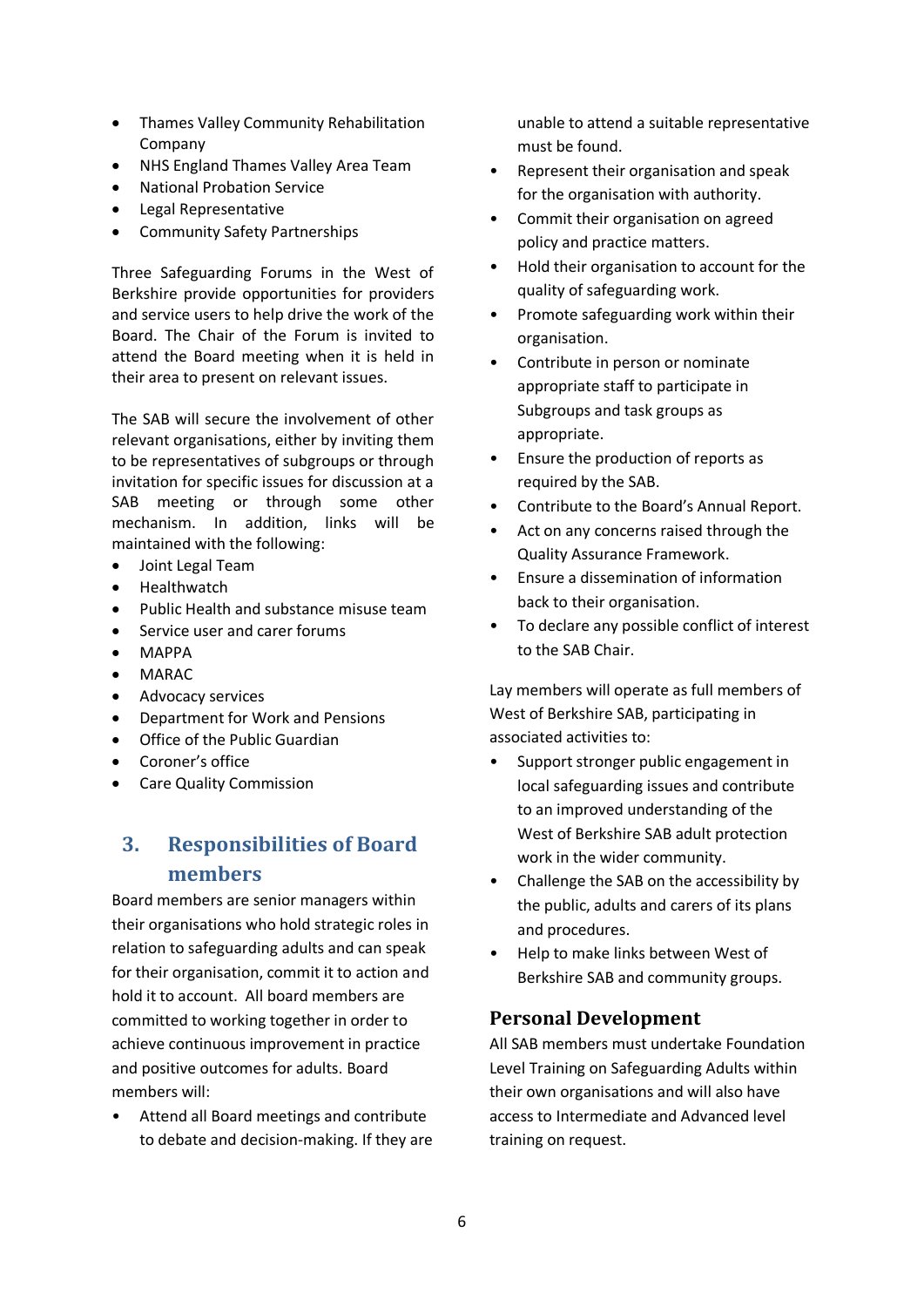- Thames Valley Community Rehabilitation Company
- NHS England Thames Valley Area Team
- National Probation Service
- Legal Representative
- Community Safety Partnerships

Three Safeguarding Forums in the West of Berkshire provide opportunities for providers and service users to help drive the work of the Board. The Chair of the Forum is invited to attend the Board meeting when it is held in their area to present on relevant issues.

The SAB will secure the involvement of other relevant organisations, either by inviting them to be representatives of subgroups or through invitation for specific issues for discussion at a SAB meeting or through some other mechanism. In addition, links will be maintained with the following:

- Joint Legal Team
- Healthwatch
- Public Health and substance misuse team
- Service user and carer forums
- MAPPA
- MARAC
- Advocacy services
- Department for Work and Pensions
- Office of the Public Guardian
- Coroner's office
- Care Quality Commission

## 3. Responsibilities of Board members

Board members are senior managers within their organisations who hold strategic roles in relation to safeguarding adults and can speak for their organisation, commit it to action and hold it to account. All board members are committed to working together in order to achieve continuous improvement in practice and positive outcomes for adults. Board members will:

- Attend all Board meetings and contribute to debate and decision-making. If they are unable to attend a suitable representative must be found.
- Represent their organisation and speak for the organisation with authority.
- Commit their organisation on agreed policy and practice matters.
- Hold their organisation to account for the quality of safeguarding work.
- Promote safeguarding work within their organisation.
- Contribute in person or nominate appropriate staff to participate in Subgroups and task groups as appropriate.
- Ensure the production of reports as required by the SAB.
- Contribute to the Board's Annual Report.
- Act on any concerns raised through the Quality Assurance Framework.
- Ensure a dissemination of information back to their organisation.
- To declare any possible conflict of interest to the SAB Chair.

Lay members will operate as full members of West of Berkshire SAB, participating in associated activities to:

- Support stronger public engagement in local safeguarding issues and contribute to an improved understanding of the West of Berkshire SAB adult protection work in the wider community.
- Challenge the SAB on the accessibility by the public, adults and carers of its plans and procedures.
- Help to make links between West of Berkshire SAB and community groups.

### Personal Development

All SAB members must undertake Foundation Level Training on Safeguarding Adults within their own organisations and will also have access to Intermediate and Advanced level training on request.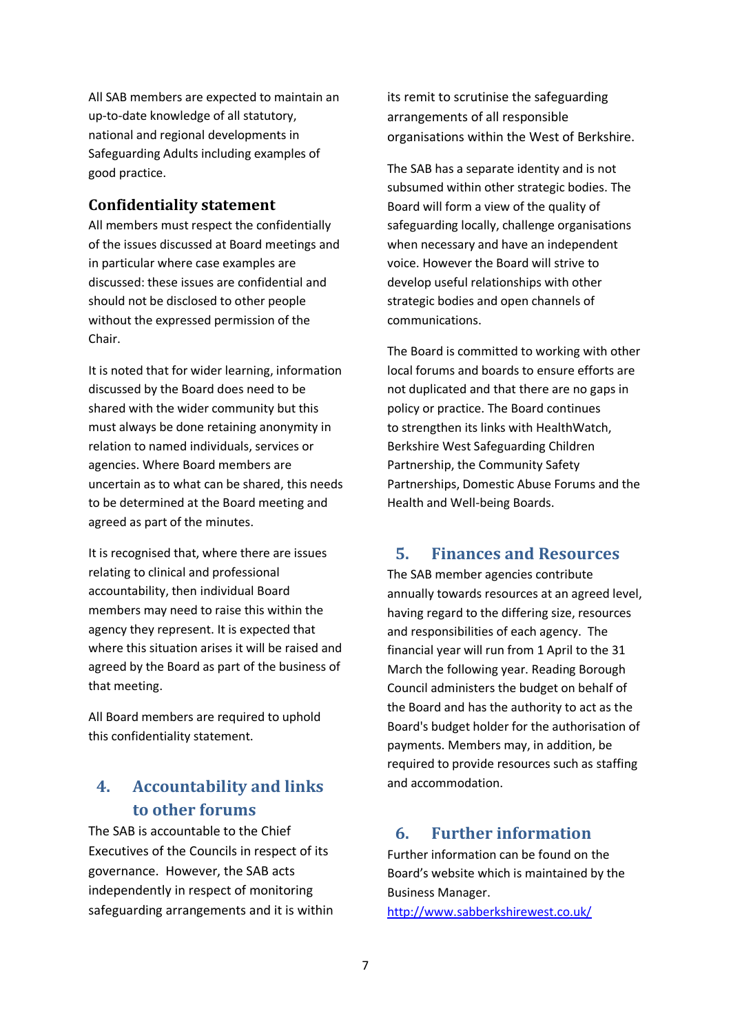All SAB members are expected to maintain an up-to-date knowledge of all statutory, national and regional developments in Safeguarding Adults including examples of good practice.

### Confidentiality statement

All members must respect the confidentially of the issues discussed at Board meetings and in particular where case examples are discussed: these issues are confidential and should not be disclosed to other people without the expressed permission of the Chair.

It is noted that for wider learning, information discussed by the Board does need to be shared with the wider community but this must always be done retaining anonymity in relation to named individuals, services or agencies. Where Board members are uncertain as to what can be shared, this needs to be determined at the Board meeting and agreed as part of the minutes.

It is recognised that, where there are issues relating to clinical and professional accountability, then individual Board members may need to raise this within the agency they represent. It is expected that where this situation arises it will be raised and agreed by the Board as part of the business of that meeting.

All Board members are required to uphold this confidentiality statement.

## 4. Accountability and links to other forums

The SAB is accountable to the Chief Executives of the Councils in respect of its governance. However, the SAB acts independently in respect of monitoring safeguarding arrangements and it is within its remit to scrutinise the safeguarding arrangements of all responsible organisations within the West of Berkshire.

The SAB has a separate identity and is not subsumed within other strategic bodies. The Board will form a view of the quality of safeguarding locally, challenge organisations when necessary and have an independent voice. However the Board will strive to develop useful relationships with other strategic bodies and open channels of communications.

The Board is committed to working with other local forums and boards to ensure efforts are not duplicated and that there are no gaps in policy or practice. The Board continues to strengthen its links with HealthWatch, Berkshire West Safeguarding Children Partnership, the Community Safety Partnerships, Domestic Abuse Forums and the Health and Well-being Boards.

## 5. Finances and Resources

The SAB member agencies contribute annually towards resources at an agreed level, having regard to the differing size, resources and responsibilities of each agency. The financial year will run from 1 April to the 31 March the following year. Reading Borough Council administers the budget on behalf of the Board and has the authority to act as the Board's budget holder for the authorisation of payments. Members may, in addition, be required to provide resources such as staffing and accommodation.

## 6. Further information

Further information can be found on the Board's website which is maintained by the Business Manager.

http://www.sabberkshirewest.co.uk/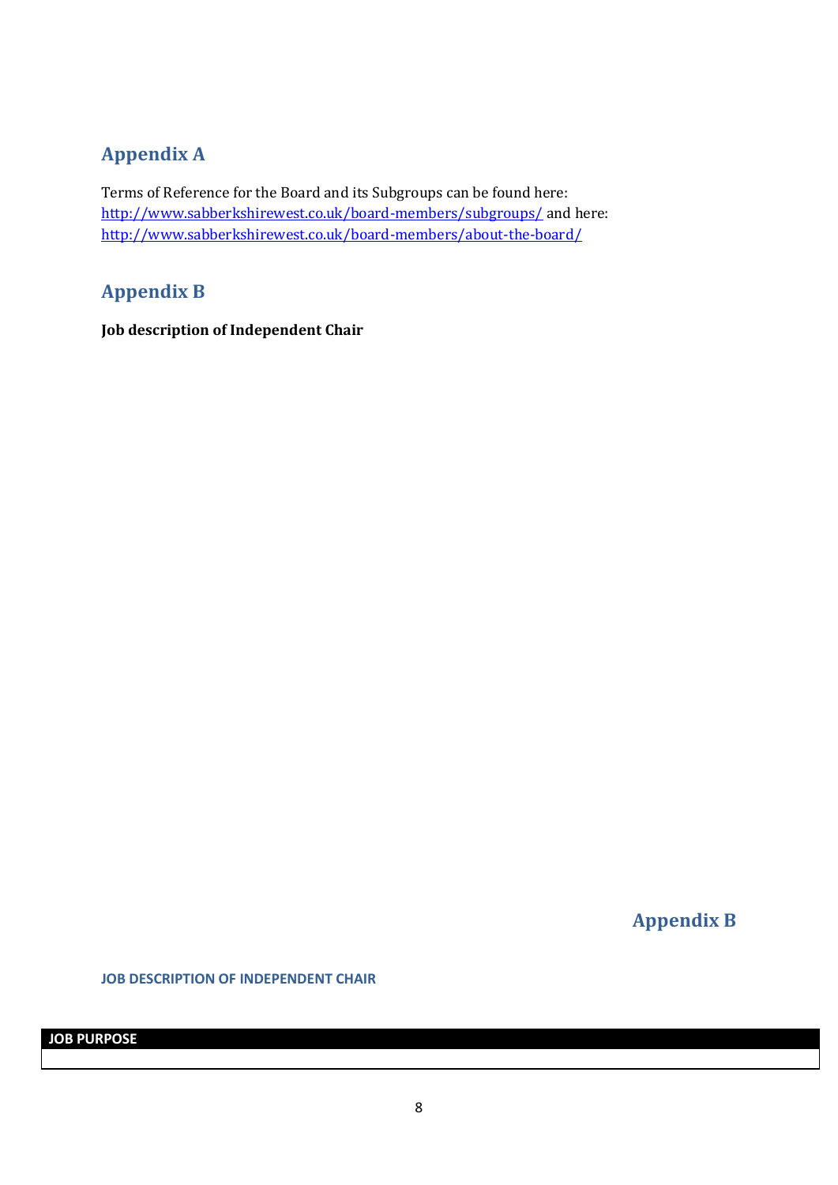## Appendix A

Terms of Reference for the Board and its Subgroups can be found here: http://www.sabberkshirewest.co.uk/board-members/subgroups/ and here: http://www.sabberkshirewest.co.uk/board-members/about-the-board/

## Appendix B

**Job description of Independent Chair**

## Appendix B

### JOB DESCRIPTION OF INDEPENDENT CHAIR

| JOB PURPOSE |
| --- |
| |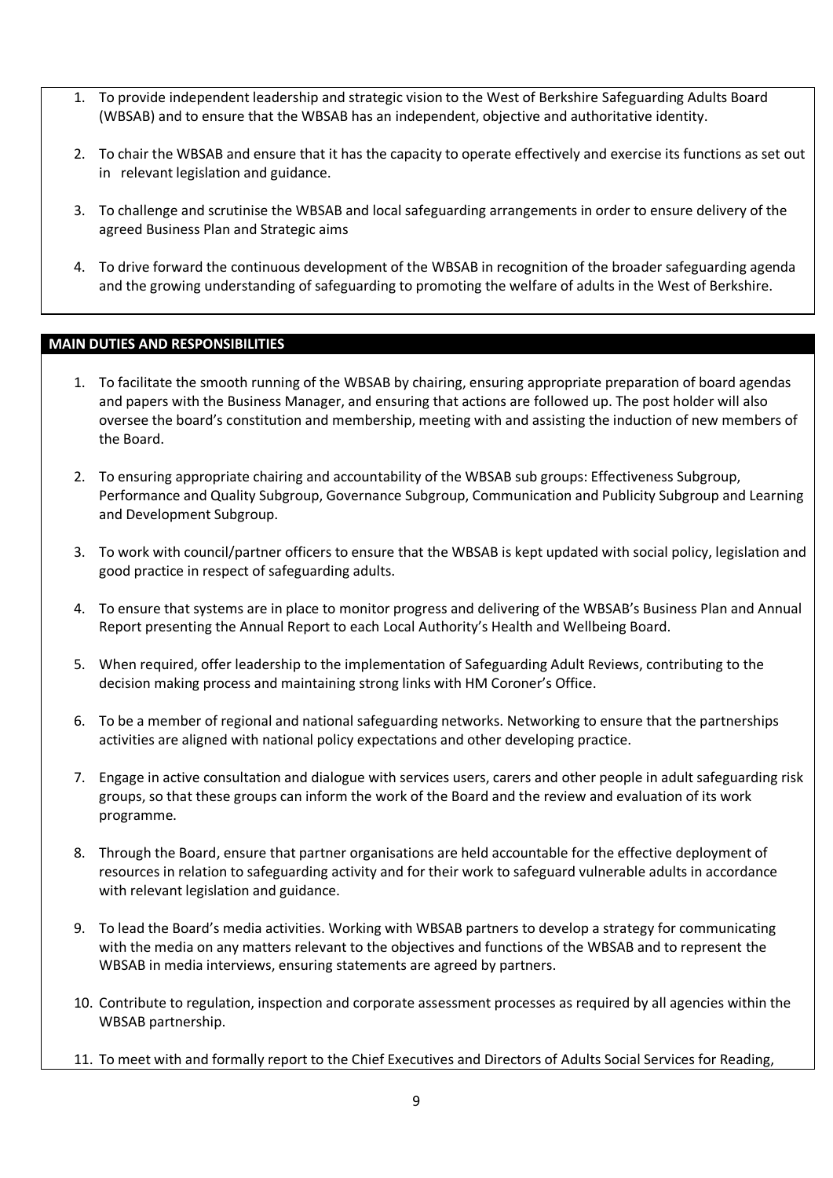1. To provide independent leadership and strategic vision to the West of Berkshire Safeguarding Adults Board (WBSAB) and to ensure that the WBSAB has an independent, objective and authoritative identity.

2. To chair the WBSAB and ensure that it has the capacity to operate effectively and exercise its functions as set out in relevant legislation and guidance.

3. To challenge and scrutinise the WBSAB and local safeguarding arrangements in order to ensure delivery of the agreed Business Plan and Strategic aims

4. To drive forward the continuous development of the WBSAB in recognition of the broader safeguarding agenda and the growing understanding of safeguarding to promoting the welfare of adults in the West of Berkshire.

## MAIN DUTIES AND RESPONSIBILITIES

1. To facilitate the smooth running of the WBSAB by chairing, ensuring appropriate preparation of board agendas and papers with the Business Manager, and ensuring that actions are followed up. The post holder will also oversee the board's constitution and membership, meeting with and assisting the induction of new members of the Board.

2. To ensuring appropriate chairing and accountability of the WBSAB sub groups: Effectiveness Subgroup, Performance and Quality Subgroup, Governance Subgroup, Communication and Publicity Subgroup and Learning and Development Subgroup.

3. To work with council/partner officers to ensure that the WBSAB is kept updated with social policy, legislation and good practice in respect of safeguarding adults.

4. To ensure that systems are in place to monitor progress and delivering of the WBSAB's Business Plan and Annual Report presenting the Annual Report to each Local Authority's Health and Wellbeing Board.

5. When required, offer leadership to the implementation of Safeguarding Adult Reviews, contributing to the decision making process and maintaining strong links with HM Coroner's Office.

6. To be a member of regional and national safeguarding networks. Networking to ensure that the partnerships activities are aligned with national policy expectations and other developing practice.

7. Engage in active consultation and dialogue with services users, carers and other people in adult safeguarding risk groups, so that these groups can inform the work of the Board and the review and evaluation of its work programme.

8. Through the Board, ensure that partner organisations are held accountable for the effective deployment of resources in relation to safeguarding activity and for their work to safeguard vulnerable adults in accordance with relevant legislation and guidance.

9. To lead the Board's media activities. Working with WBSAB partners to develop a strategy for communicating with the media on any matters relevant to the objectives and functions of the WBSAB and to represent the WBSAB in media interviews, ensuring statements are agreed by partners.

10. Contribute to regulation, inspection and corporate assessment processes as required by all agencies within the WBSAB partnership.

11. To meet with and formally report to the Chief Executives and Directors of Adults Social Services for Reading,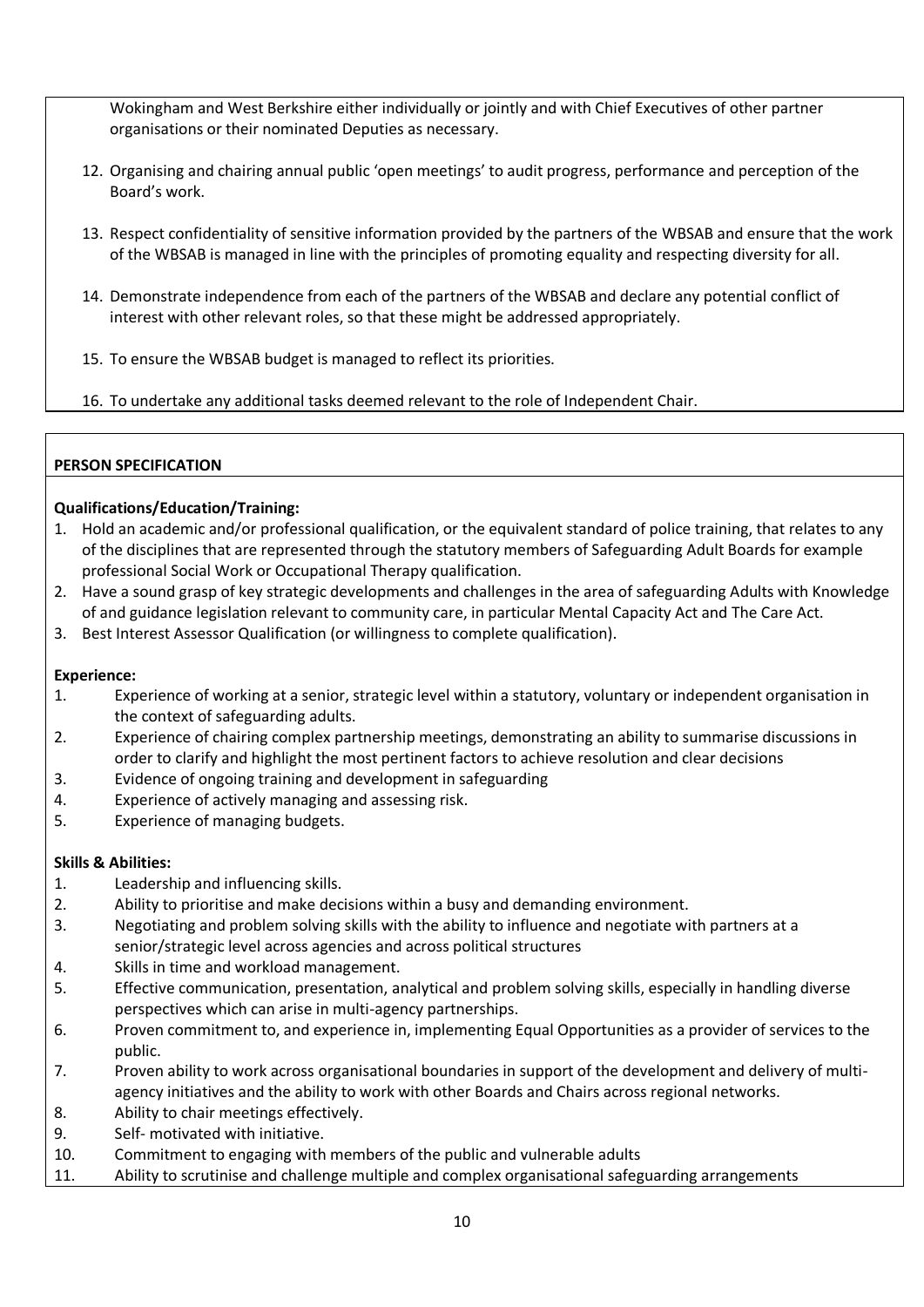Wokingham and West Berkshire either individually or jointly and with Chief Executives of other partner organisations or their nominated Deputies as necessary.

12. Organising and chairing annual public 'open meetings' to audit progress, performance and perception of the Board's work.
13. Respect confidentiality of sensitive information provided by the partners of the WBSAB and ensure that the work of the WBSAB is managed in line with the principles of promoting equality and respecting diversity for all.
14. Demonstrate independence from each of the partners of the WBSAB and declare any potential conflict of interest with other relevant roles, so that these might be addressed appropriately.
15. To ensure the WBSAB budget is managed to reflect its priorities.
16. To undertake any additional tasks deemed relevant to the role of Independent Chair.

**PERSON SPECIFICATION**

**Qualifications/Education/Training:**

1. Hold an academic and/or professional qualification, or the equivalent standard of police training, that relates to any of the disciplines that are represented through the statutory members of Safeguarding Adult Boards for example professional Social Work or Occupational Therapy qualification.
2. Have a sound grasp of key strategic developments and challenges in the area of safeguarding Adults with Knowledge of and guidance legislation relevant to community care, in particular Mental Capacity Act and The Care Act.
3. Best Interest Assessor Qualification (or willingness to complete qualification).

**Experience:**

1. Experience of working at a senior, strategic level within a statutory, voluntary or independent organisation in the context of safeguarding adults.
2. Experience of chairing complex partnership meetings, demonstrating an ability to summarise discussions in order to clarify and highlight the most pertinent factors to achieve resolution and clear decisions
3. Evidence of ongoing training and development in safeguarding
4. Experience of actively managing and assessing risk.
5. Experience of managing budgets.

**Skills & Abilities:**

1. Leadership and influencing skills.
2. Ability to prioritise and make decisions within a busy and demanding environment.
3. Negotiating and problem solving skills with the ability to influence and negotiate with partners at a senior/strategic level across agencies and across political structures
4. Skills in time and workload management.
5. Effective communication, presentation, analytical and problem solving skills, especially in handling diverse perspectives which can arise in multi-agency partnerships.
6. Proven commitment to, and experience in, implementing Equal Opportunities as a provider of services to the public.
7. Proven ability to work across organisational boundaries in support of the development and delivery of multi-agency initiatives and the ability to work with other Boards and Chairs across regional networks.
8. Ability to chair meetings effectively.
9. Self- motivated with initiative.
10. Commitment to engaging with members of the public and vulnerable adults
11. Ability to scrutinise and challenge multiple and complex organisational safeguarding arrangements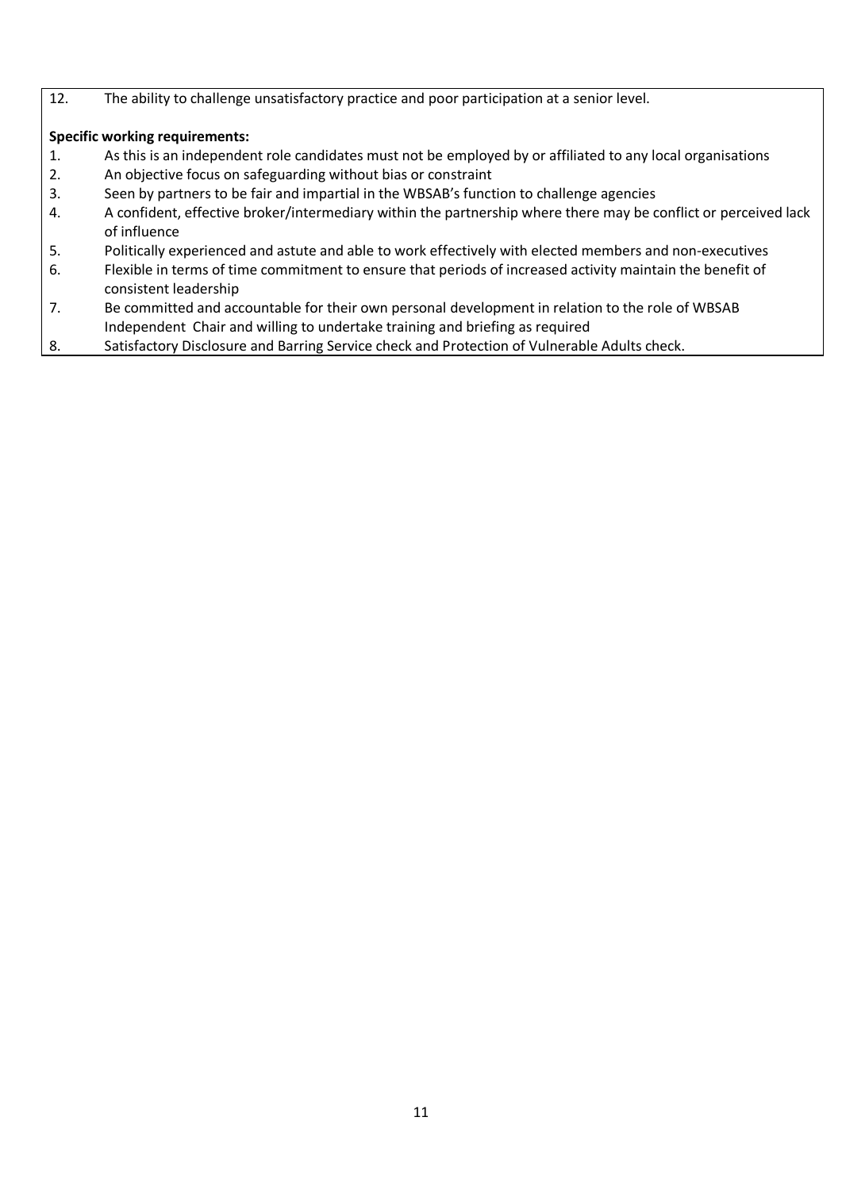12. The ability to challenge unsatisfactory practice and poor participation at a senior level.

**Specific working requirements:**

1. As this is an independent role candidates must not be employed by or affiliated to any local organisations
2. An objective focus on safeguarding without bias or constraint
3. Seen by partners to be fair and impartial in the WBSAB's function to challenge agencies
4. A confident, effective broker/intermediary within the partnership where there may be conflict or perceived lack of influence
5. Politically experienced and astute and able to work effectively with elected members and non-executives
6. Flexible in terms of time commitment to ensure that periods of increased activity maintain the benefit of consistent leadership
7. Be committed and accountable for their own personal development in relation to the role of WBSAB Independent Chair and willing to undertake training and briefing as required
8. Satisfactory Disclosure and Barring Service check and Protection of Vulnerable Adults check.